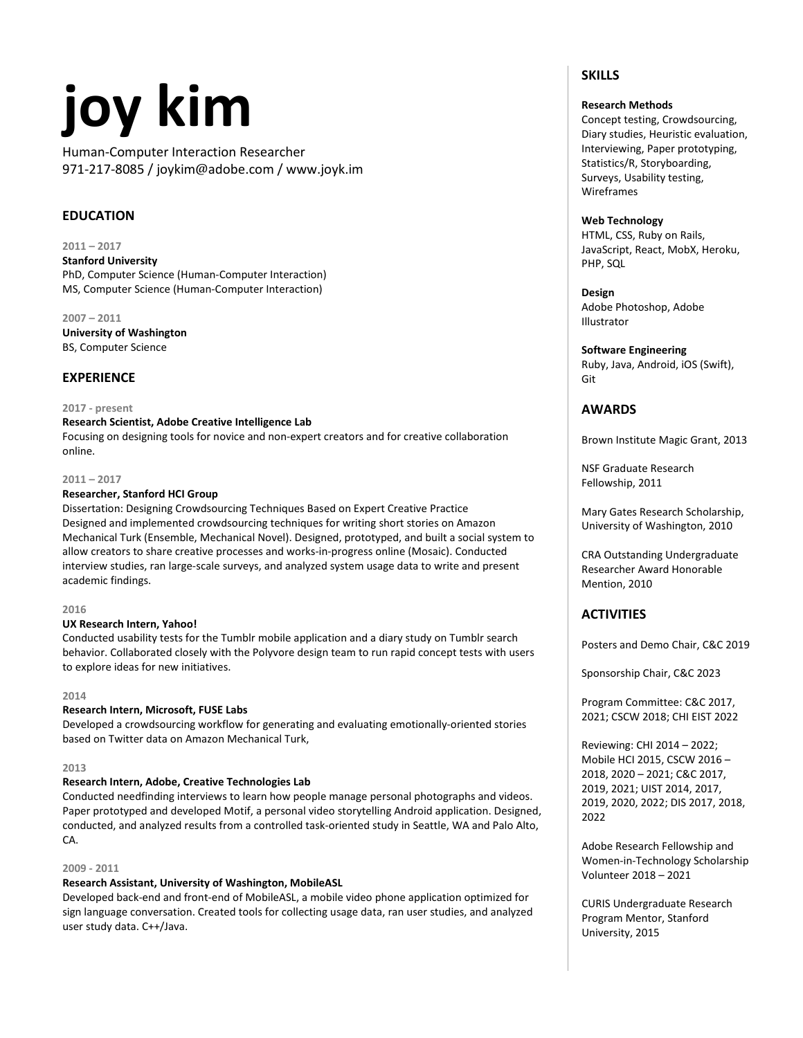# joy kim

Human-Computer Interaction Researcher
971-217-8085 / joykim@adobe.com / www.joyk.im

## EDUCATION

**2011 – 2017**
**Stanford University**
PhD, Computer Science (Human-Computer Interaction)
MS, Computer Science (Human-Computer Interaction)

**2007 – 2011**
**University of Washington**
BS, Computer Science

## EXPERIENCE

**2017 - present**
**Research Scientist, Adobe Creative Intelligence Lab**
Focusing on designing tools for novice and non-expert creators and for creative collaboration online.

**2011 – 2017**
**Researcher, Stanford HCI Group**
Dissertation: Designing Crowdsourcing Techniques Based on Expert Creative Practice
Designed and implemented crowdsourcing techniques for writing short stories on Amazon Mechanical Turk (Ensemble, Mechanical Novel). Designed, prototyped, and built a social system to allow creators to share creative processes and works-in-progress online (Mosaic). Conducted interview studies, ran large-scale surveys, and analyzed system usage data to write and present academic findings.

**2016**
**UX Research Intern, Yahoo!**
Conducted usability tests for the Tumblr mobile application and a diary study on Tumblr search behavior. Collaborated closely with the Polyvore design team to run rapid concept tests with users to explore ideas for new initiatives.

**2014**
**Research Intern, Microsoft, FUSE Labs**
Developed a crowdsourcing workflow for generating and evaluating emotionally-oriented stories based on Twitter data on Amazon Mechanical Turk,

**2013**
**Research Intern, Adobe, Creative Technologies Lab**
Conducted needfinding interviews to learn how people manage personal photographs and videos. Paper prototyped and developed Motif, a personal video storytelling Android application. Designed, conducted, and analyzed results from a controlled task-oriented study in Seattle, WA and Palo Alto, CA.

**2009 - 2011**
**Research Assistant, University of Washington, MobileASL**
Developed back-end and front-end of MobileASL, a mobile video phone application optimized for sign language conversation. Created tools for collecting usage data, ran user studies, and analyzed user study data. C++/Java.

## SKILLS

**Research Methods**
Concept testing, Crowdsourcing, Diary studies, Heuristic evaluation, Interviewing, Paper prototyping, Statistics/R, Storyboarding, Surveys, Usability testing, Wireframes

**Web Technology**
HTML, CSS, Ruby on Rails, JavaScript, React, MobX, Heroku, PHP, SQL

**Design**
Adobe Photoshop, Adobe Illustrator

**Software Engineering**
Ruby, Java, Android, iOS (Swift), Git

## AWARDS

Brown Institute Magic Grant, 2013

NSF Graduate Research Fellowship, 2011

Mary Gates Research Scholarship, University of Washington, 2010

CRA Outstanding Undergraduate Researcher Award Honorable Mention, 2010

## ACTIVITIES

Posters and Demo Chair, C&C 2019

Sponsorship Chair, C&C 2023

Program Committee: C&C 2017, 2021; CSCW 2018; CHI EIST 2022

Reviewing: CHI 2014 – 2022; Mobile HCI 2015, CSCW 2016 – 2018, 2020 – 2021; C&C 2017, 2019, 2021; UIST 2014, 2017, 2019, 2020, 2022; DIS 2017, 2018, 2022

Adobe Research Fellowship and Women-in-Technology Scholarship Volunteer 2018 – 2021

CURIS Undergraduate Research Program Mentor, Stanford University, 2015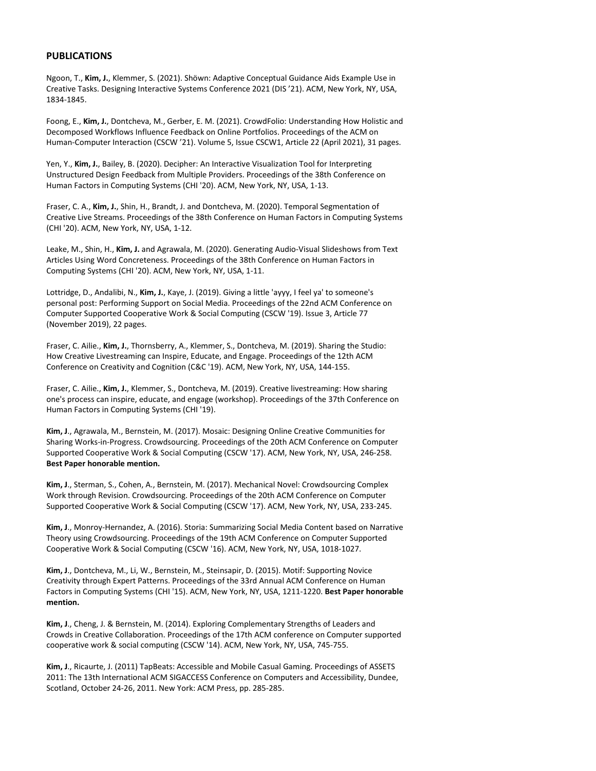## PUBLICATIONS

Ngoon, T., **Kim, J.**, Klemmer, S. (2021). Shöwn: Adaptive Conceptual Guidance Aids Example Use in Creative Tasks. Designing Interactive Systems Conference 2021 (DIS '21). ACM, New York, NY, USA, 1834-1845.

Foong, E., **Kim, J.**, Dontcheva, M., Gerber, E. M. (2021). CrowdFolio: Understanding How Holistic and Decomposed Workflows Influence Feedback on Online Portfolios. Proceedings of the ACM on Human-Computer Interaction (CSCW '21). Volume 5, Issue CSCW1, Article 22 (April 2021), 31 pages.

Yen, Y., **Kim, J.**, Bailey, B. (2020). Decipher: An Interactive Visualization Tool for Interpreting Unstructured Design Feedback from Multiple Providers. Proceedings of the 38th Conference on Human Factors in Computing Systems (CHI '20). ACM, New York, NY, USA, 1-13.

Fraser, C. A., **Kim, J.**, Shin, H., Brandt, J. and Dontcheva, M. (2020). Temporal Segmentation of Creative Live Streams. Proceedings of the 38th Conference on Human Factors in Computing Systems (CHI '20). ACM, New York, NY, USA, 1-12.

Leake, M., Shin, H., **Kim, J.** and Agrawala, M. (2020). Generating Audio-Visual Slideshows from Text Articles Using Word Concreteness. Proceedings of the 38th Conference on Human Factors in Computing Systems (CHI '20). ACM, New York, NY, USA, 1-11.

Lottridge, D., Andalibi, N., **Kim, J.**, Kaye, J. (2019). Giving a little 'ayyy, I feel ya' to someone's personal post: Performing Support on Social Media. Proceedings of the 22nd ACM Conference on Computer Supported Cooperative Work & Social Computing (CSCW '19). Issue 3, Article 77 (November 2019), 22 pages.

Fraser, C. Ailie., **Kim, J.**, Thornsberry, A., Klemmer, S., Dontcheva, M. (2019). Sharing the Studio: How Creative Livestreaming can Inspire, Educate, and Engage. Proceedings of the 12th ACM Conference on Creativity and Cognition (C&C '19). ACM, New York, NY, USA, 144-155.

Fraser, C. Ailie., **Kim, J.**, Klemmer, S., Dontcheva, M. (2019). Creative livestreaming: How sharing one's process can inspire, educate, and engage (workshop). Proceedings of the 37th Conference on Human Factors in Computing Systems (CHI '19).

**Kim, J**., Agrawala, M., Bernstein, M. (2017). Mosaic: Designing Online Creative Communities for Sharing Works-in-Progress. Crowdsourcing. Proceedings of the 20th ACM Conference on Computer Supported Cooperative Work & Social Computing (CSCW '17). ACM, New York, NY, USA, 246-258. **Best Paper honorable mention.**

**Kim, J**., Sterman, S., Cohen, A., Bernstein, M. (2017). Mechanical Novel: Crowdsourcing Complex Work through Revision. Crowdsourcing. Proceedings of the 20th ACM Conference on Computer Supported Cooperative Work & Social Computing (CSCW '17). ACM, New York, NY, USA, 233-245.

**Kim, J**., Monroy-Hernandez, A. (2016). Storia: Summarizing Social Media Content based on Narrative Theory using Crowdsourcing. Proceedings of the 19th ACM Conference on Computer Supported Cooperative Work & Social Computing (CSCW '16). ACM, New York, NY, USA, 1018-1027.

**Kim, J**., Dontcheva, M., Li, W., Bernstein, M., Steinsapir, D. (2015). Motif: Supporting Novice Creativity through Expert Patterns. Proceedings of the 33rd Annual ACM Conference on Human Factors in Computing Systems (CHI '15). ACM, New York, NY, USA, 1211-1220. **Best Paper honorable mention.**

**Kim, J**., Cheng, J. & Bernstein, M. (2014). Exploring Complementary Strengths of Leaders and Crowds in Creative Collaboration. Proceedings of the 17th ACM conference on Computer supported cooperative work & social computing (CSCW '14). ACM, New York, NY, USA, 745-755.

**Kim, J**., Ricaurte, J. (2011) TapBeats: Accessible and Mobile Casual Gaming. Proceedings of ASSETS 2011: The 13th International ACM SIGACCESS Conference on Computers and Accessibility, Dundee, Scotland, October 24-26, 2011. New York: ACM Press, pp. 285-285.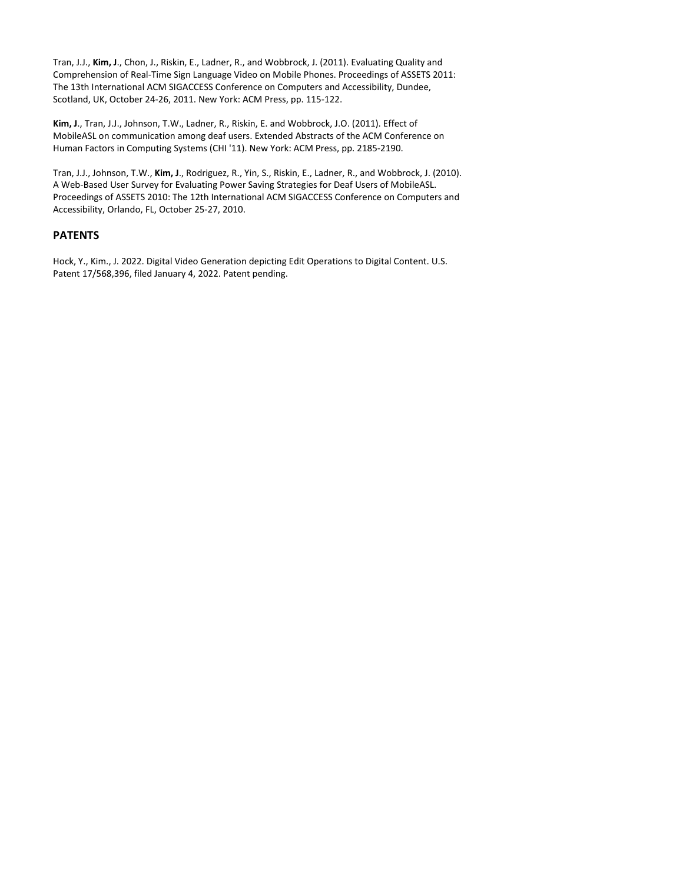Tran, J.J., **Kim, J**., Chon, J., Riskin, E., Ladner, R., and Wobbrock, J. (2011). Evaluating Quality and Comprehension of Real-Time Sign Language Video on Mobile Phones. Proceedings of ASSETS 2011: The 13th International ACM SIGACCESS Conference on Computers and Accessibility, Dundee, Scotland, UK, October 24-26, 2011. New York: ACM Press, pp. 115-122.

**Kim, J**., Tran, J.J., Johnson, T.W., Ladner, R., Riskin, E. and Wobbrock, J.O. (2011). Effect of MobileASL on communication among deaf users. Extended Abstracts of the ACM Conference on Human Factors in Computing Systems (CHI '11). New York: ACM Press, pp. 2185-2190.

Tran, J.J., Johnson, T.W., **Kim, J**., Rodriguez, R., Yin, S., Riskin, E., Ladner, R., and Wobbrock, J. (2010). A Web-Based User Survey for Evaluating Power Saving Strategies for Deaf Users of MobileASL. Proceedings of ASSETS 2010: The 12th International ACM SIGACCESS Conference on Computers and Accessibility, Orlando, FL, October 25-27, 2010.

## PATENTS

Hock, Y., Kim., J. 2022. Digital Video Generation depicting Edit Operations to Digital Content. U.S. Patent 17/568,396, filed January 4, 2022. Patent pending.